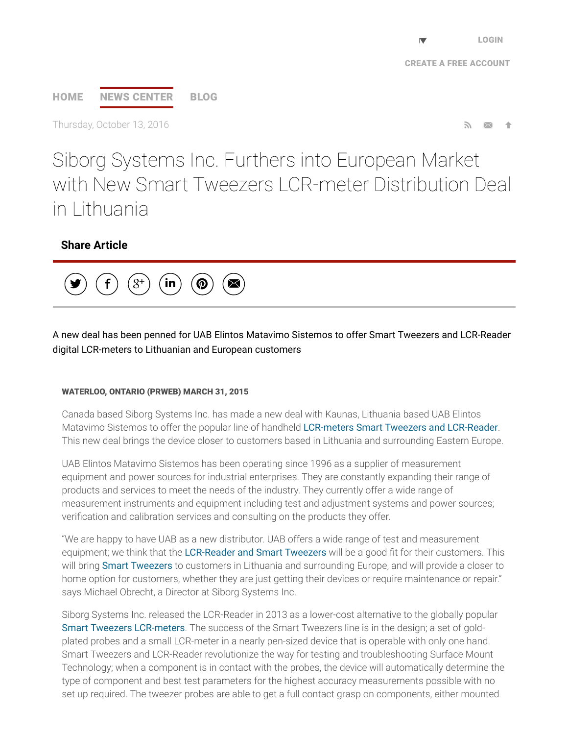# Siborg Systems Inc. Furthers into European Market with New Smart Tweezers LCR-meter Distribution Deal in Lithuania

Thursday, October 13, 2016

**Share Article**

A new deal has been penned for UAB Elintos Matavimo Sistemos to offer Smart Tweezers and LCR-Reader digital LCR-meters to Lithuanian and European customers

**WATERLOO, ONTARIO (PRWEB) MARCH 31, 2015**

Canada based Siborg Systems Inc. has made a new deal with Kaunas, Lithuania based UAB Elintos Matavimo Sistemos to offer the popular line of handheld LCR-meters Smart Tweezers and LCR-Reader. This new deal brings the device closer to customers based in Lithuania and surrounding Eastern Europe.

UAB Elintos Matavimo Sistemos has been operating since 1996 as a supplier of measurement equipment and power sources for industrial enterprises. They are constantly expanding their range of products and services to meet the needs of the industry. They currently offer a wide range of measurement instruments and equipment including test and adjustment systems and power sources; verification and calibration services and consulting on the products they offer.

"We are happy to have UAB as a new distributor. UAB offers a wide range of test and measurement equipment; we think that the LCR-Reader and Smart Tweezers will be a good fit for their customers. This will bring Smart Tweezers to customers in Lithuania and surrounding Europe, and will provide a closer to home option for customers, whether they are just getting their devices or require maintenance or repair." says Michael Obrecht, a Director at Siborg Systems Inc.

Siborg Systems Inc. released the LCR-Reader in 2013 as a lower-cost alternative to the globally popular Smart Tweezers LCR-meters. The success of the Smart Tweezers line is in the design; a set of gold-plated probes and a small LCR-meter in a nearly pen-sized device that is operable with only one hand. Smart Tweezers and LCR-Reader revolutionize the way for testing and troubleshooting Surface Mount Technology; when a component is in contact with the probes, the device will automatically determine the type of component and best test parameters for the highest accuracy measurements possible with no set up required. The tweezer probes are able to get a full contact grasp on components, either mounted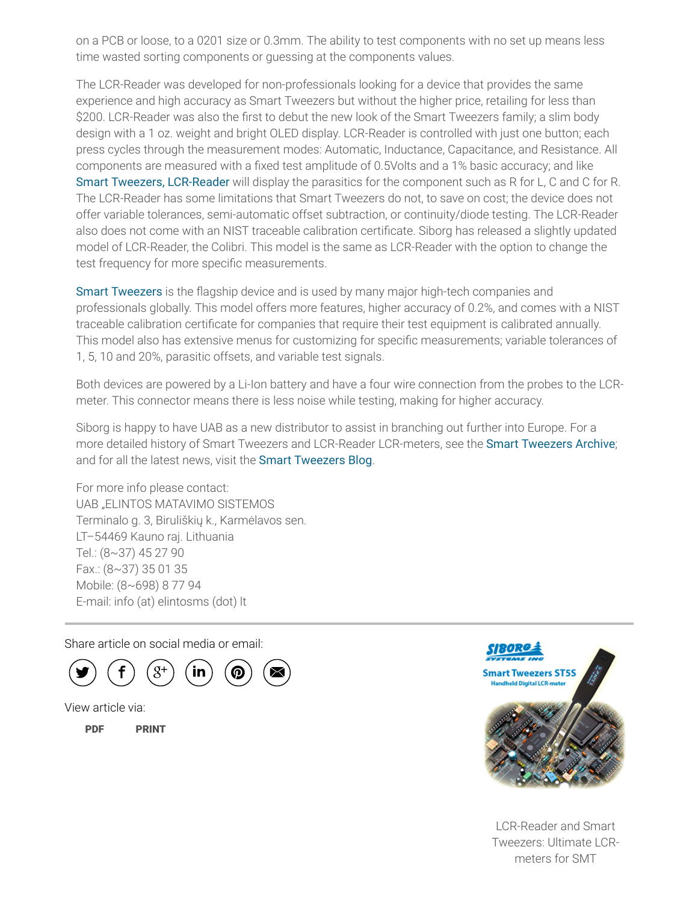on a PCB or loose, to a 0201 size or 0.3mm. The ability to test components with no set up means less time wasted sorting components or guessing at the components values.

The LCR-Reader was developed for non-professionals looking for a device that provides the same experience and high accuracy as Smart Tweezers but without the higher price, retailing for less than $200. LCR-Reader was also the first to debut the new look of the Smart Tweezers family; a slim body design with a 1 oz. weight and bright OLED display. LCR-Reader is controlled with just one button; each press cycles through the measurement modes: Automatic, Inductance, Capacitance, and Resistance. All components are measured with a fixed test amplitude of 0.5Volts and a 1% basic accuracy; and like Smart Tweezers, LCR-Reader will display the parasitics for the component such as R for L, C and C for R. The LCR-Reader has some limitations that Smart Tweezers do not, to save on cost; the device does not offer variable tolerances, semi-automatic offset subtraction, or continuity/diode testing. The LCR-Reader also does not come with an NIST traceable calibration certificate. Siborg has released a slightly updated model of LCR-Reader, the Colibri. This model is the same as LCR-Reader with the option to change the test frequency for more specific measurements.

Smart Tweezers is the flagship device and is used by many major high-tech companies and professionals globally. This model offers more features, higher accuracy of 0.2%, and comes with a NIST traceable calibration certificate for companies that require their test equipment is calibrated annually. This model also has extensive menus for customizing for specific measurements; variable tolerances of 1, 5, 10 and 20%, parasitic offsets, and variable test signals.

Both devices are powered by a Li-Ion battery and have a four wire connection from the probes to the LCR-meter. This connector means there is less noise while testing, making for higher accuracy.

Siborg is happy to have UAB as a new distributor to assist in branching out further into Europe. For a more detailed history of Smart Tweezers and LCR-Reader LCR-meters, see the Smart Tweezers Archive; and for all the latest news, visit the Smart Tweezers Blog.

For more info please contact:
UAB „ELINTOS MATAVIMO SISTEMOS
Terminalo g. 3, Biruliškių k., Karmėlavos sen.
LT–54469 Kauno raj. Lithuania
Tel.: (8~37) 45 27 90
Fax.: (8~37) 35 01 35
Mobile: (8~698) 8 77 94
E-mail: info (at) elintosms (dot) lt

Share article on social media or email:

View article via:

PDF PRINT

LCR-Reader and Smart Tweezers: Ultimate LCR-meters for SMT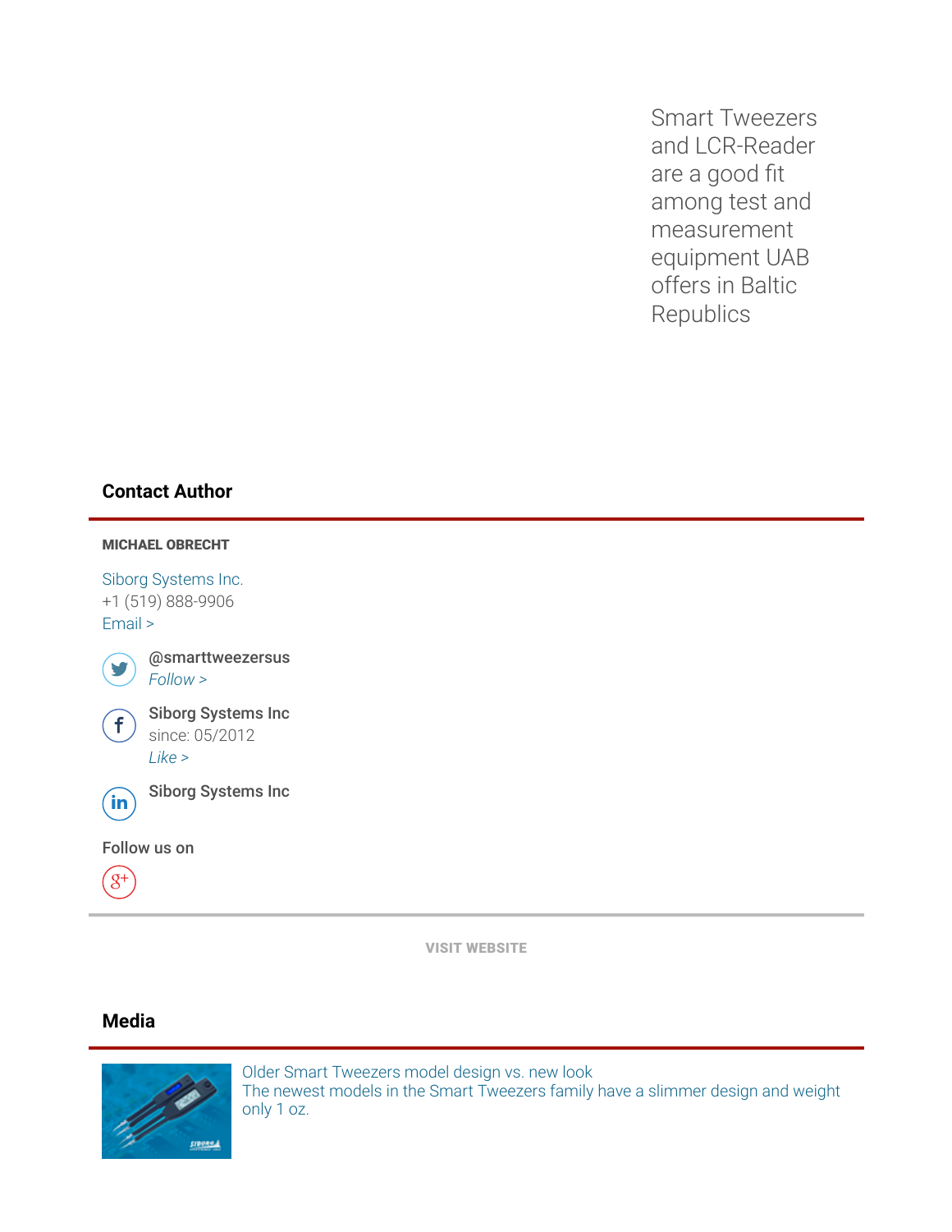Smart Tweezers and LCR-Reader are a good fit among test and measurement equipment UAB offers in Baltic Republics

## Contact Author

**MICHAEL OBRECHT**

Siborg Systems Inc.
+1 (519) 888-9906
Email >

@smarttweezersus
*Follow >*

Siborg Systems Inc
since: 05/2012
*Like >*

Siborg Systems Inc

Follow us on

VISIT WEBSITE

## Media

Older Smart Tweezers model design vs. new look
The newest models in the Smart Tweezers family have a slimmer design and weight only 1 oz.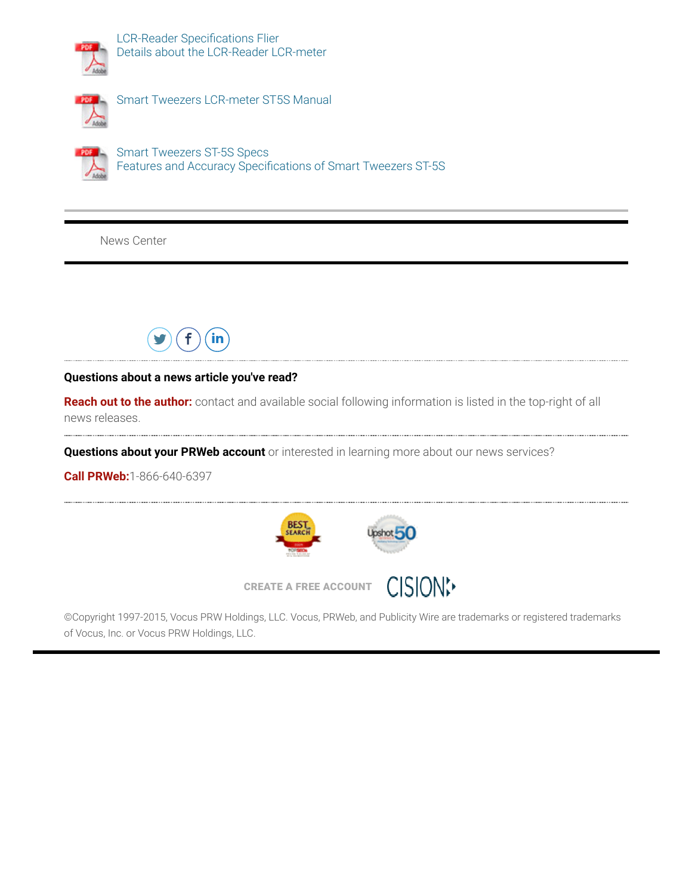LCR-Reader Specifications Flier
Details about the LCR-Reader LCR-meter

Smart Tweezers LCR-meter ST5S Manual

Smart Tweezers ST-5S Specs
Features and Accuracy Specifications of Smart Tweezers ST-5S

News Center

**Questions about a news article you've read?**

**Reach out to the author:** contact and available social following information is listed in the top-right of all news releases.

**Questions about your PRWeb account** or interested in learning more about our news services?

**Call PRWeb:**1-866-640-6397

CREATE A FREE ACCOUNT

©Copyright 1997-2015, Vocus PRW Holdings, LLC. Vocus, PRWeb, and Publicity Wire are trademarks or registered trademarks of Vocus, Inc. or Vocus PRW Holdings, LLC.